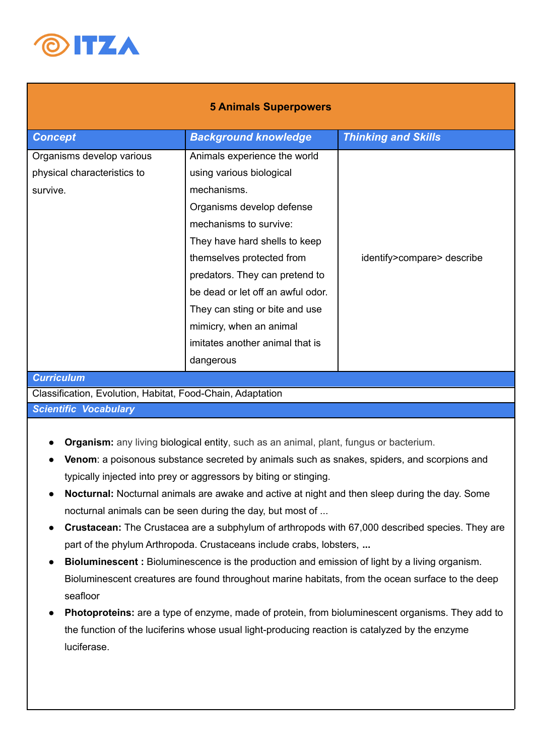# ITZA

## 5 Animals Superpowers

| ***Concept*** | ***Background knowledge*** | ***Thinking and Skills*** |
|---|---|---|
| Organisms develop various physical characteristics to survive. | Animals experience the world using various biological mechanisms. Organisms develop defense mechanisms to survive: They have hard shells to keep themselves protected from predators. They can pretend to be dead or let off an awful odor. They can sting or bite and use mimicry, when an animal imitates another animal that is dangerous | identify>compare> describe |

***Curriculum***

Classification, Evolution, Habitat, Food-Chain, Adaptation

***Scientific Vocabulary***

- **Organism:** any living biological entity, such as an animal, plant, fungus or bacterium.
- **Venom**: a poisonous substance secreted by animals such as snakes, spiders, and scorpions and typically injected into prey or aggressors by biting or stinging.
- **Nocturnal:** Nocturnal animals are awake and active at night and then sleep during the day. Some nocturnal animals can be seen during the day, but most of ...
- **Crustacean:** The Crustacea are a subphylum of arthropods with 67,000 described species. They are part of the phylum Arthropoda. Crustaceans include crabs, lobsters, **...**
- **Bioluminescent :** Bioluminescence is the production and emission of light by a living organism. Bioluminescent creatures are found throughout marine habitats, from the ocean surface to the deep seafloor
- **Photoproteins:** are a type of enzyme, made of protein, from bioluminescent organisms. They add to the function of the luciferins whose usual light-producing reaction is catalyzed by the enzyme luciferase.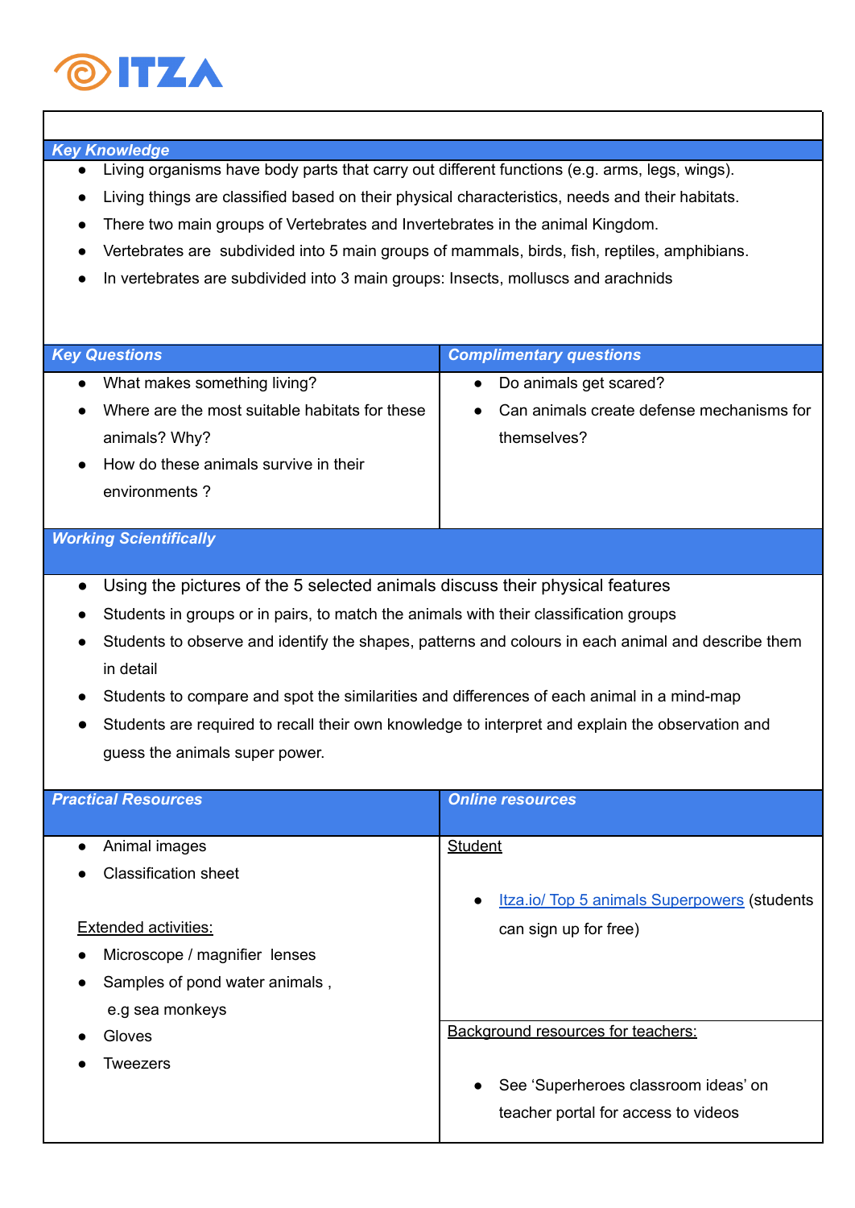ITZA

## Key Knowledge

- Living organisms have body parts that carry out different functions (e.g. arms, legs, wings).
- Living things are classified based on their physical characteristics, needs and their habitats.
- There two main groups of Vertebrates and Invertebrates in the animal Kingdom.
- Vertebrates are  subdivided into 5 main groups of mammals, birds, fish, reptiles, amphibians.
- In vertebrates are subdivided into 3 main groups: Insects, molluscs and arachnids

## Key Questions

- What makes something living?
- Where are the most suitable habitats for these animals? Why?
- How do these animals survive in their environments ?

## Complimentary questions

- Do animals get scared?
- Can animals create defense mechanisms for themselves?

## Working Scientifically

- Using the pictures of the 5 selected animals discuss their physical features
- Students in groups or in pairs, to match the animals with their classification groups
- Students to observe and identify the shapes, patterns and colours in each animal and describe them in detail
- Students to compare and spot the similarities and differences of each animal in a mind-map
- Students are required to recall their own knowledge to interpret and explain the observation and guess the animals super power.

## Practical Resources

- Animal images
- Classification sheet

Extended activities:

- Microscope / magnifier  lenses
- Samples of pond water animals , e.g sea monkeys
- Gloves
- Tweezers

## Online resources

Student

- Itza.io/ Top 5 animals Superpowers (students can sign up for free)

Background resources for teachers:

- See 'Superheroes classroom ideas' on teacher portal for access to videos